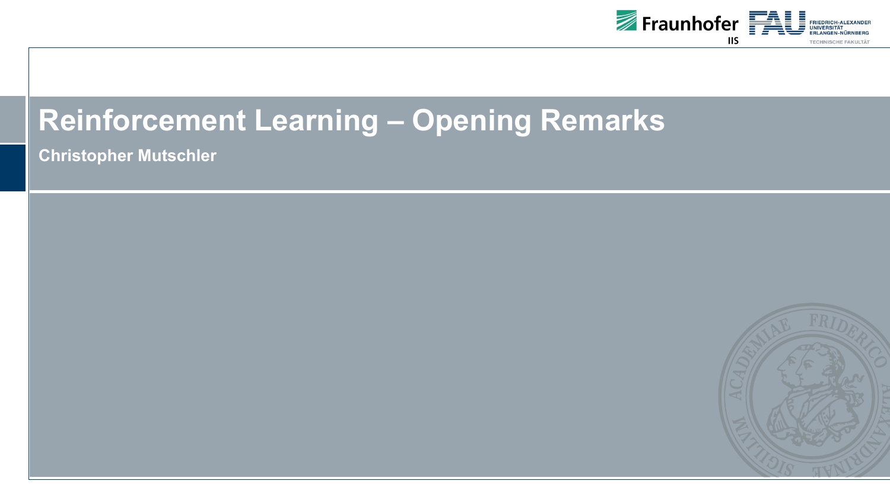# Reinforcement Learning – Opening Remarks

**Christopher Mutschler**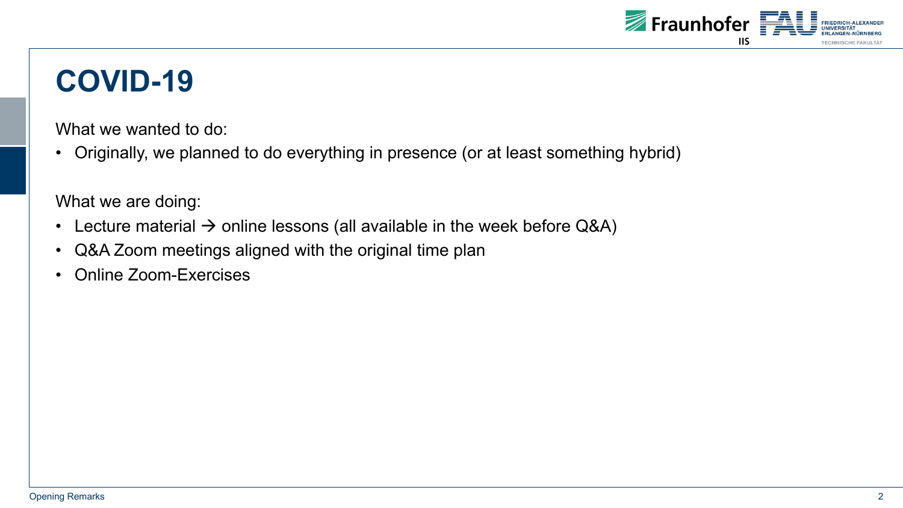# COVID-19

What we wanted to do:

- Originally, we planned to do everything in presence (or at least something hybrid)

What we are doing:

- Lecture material → online lessons (all available in the week before Q&A)
- Q&A Zoom meetings aligned with the original time plan
- Online Zoom-Exercises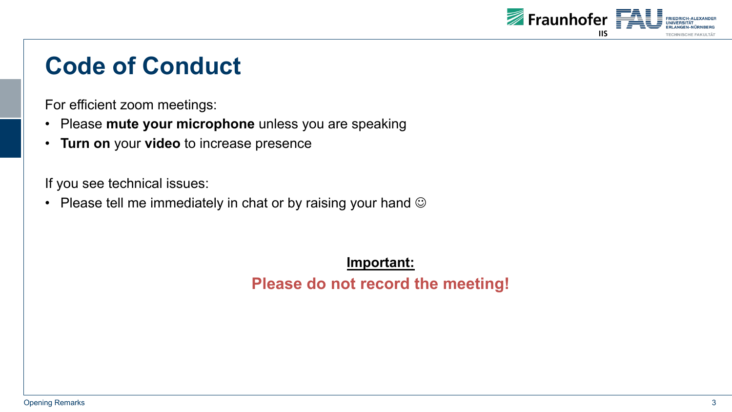# Code of Conduct

For efficient zoom meetings:

- Please **mute your microphone** unless you are speaking
- **Turn on** your **video** to increase presence

If you see technical issues:

- Please tell me immediately in chat or by raising your hand ☺

**Important:**

**Please do not record the meeting!**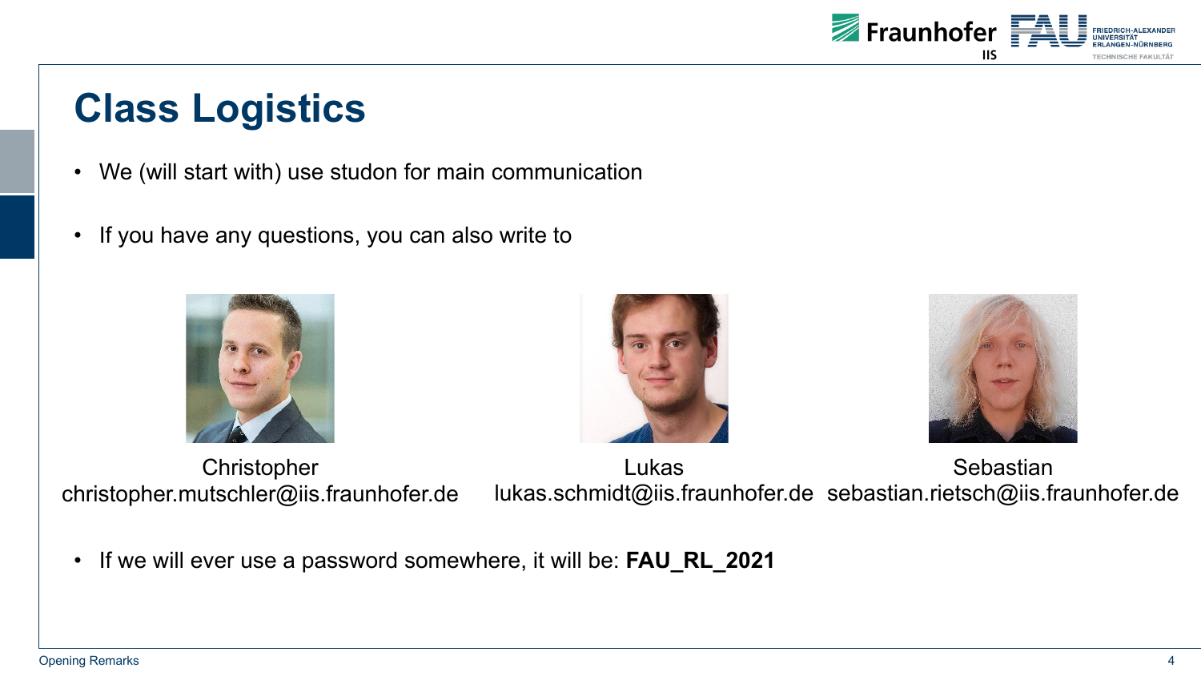# Class Logistics

- We (will start with) use studon for main communication
- If you have any questions, you can also write to

Christopher
christopher.mutschler@iis.fraunhofer.de

Lukas
lukas.schmidt@iis.fraunhofer.de

Sebastian
sebastian.rietsch@iis.fraunhofer.de

- If we will ever use a password somewhere, it will be: **FAU_RL_2021**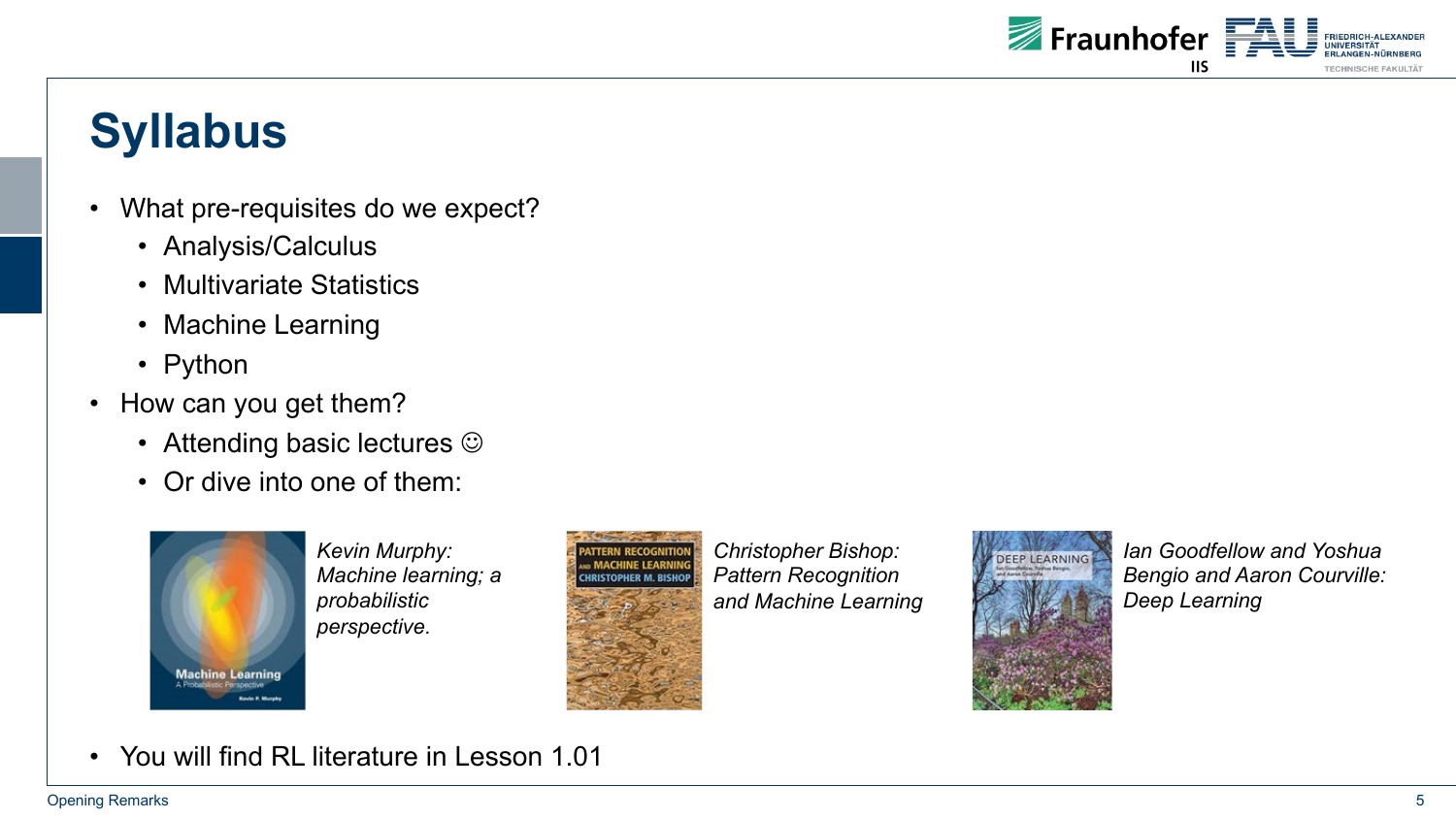# Syllabus

- What pre-requisites do we expect?
  - Analysis/Calculus
  - Multivariate Statistics
  - Machine Learning
  - Python
- How can you get them?
  - Attending basic lectures ☺
  - Or dive into one of them:

*Kevin Murphy: Machine learning; a probabilistic perspective.*

*Christopher Bishop: Pattern Recognition and Machine Learning*

*Ian Goodfellow and Yoshua Bengio and Aaron Courville: Deep Learning*

- You will find RL literature in Lesson 1.01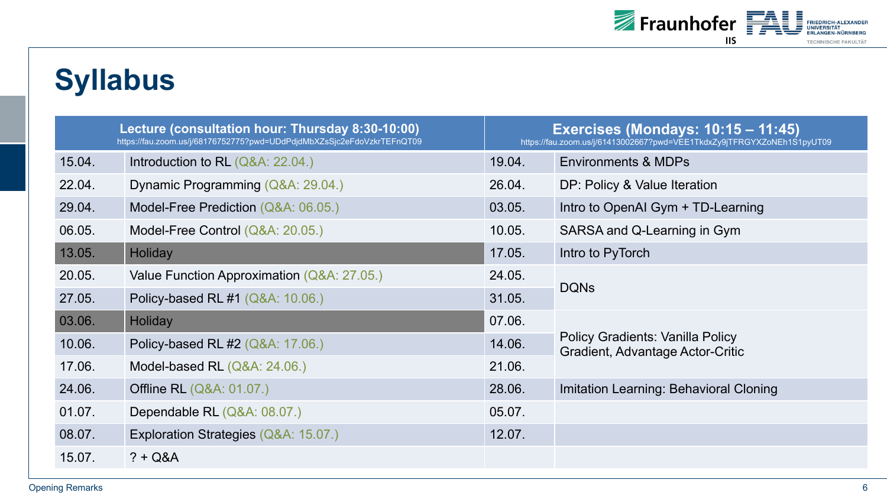# Syllabus

| Lecture (consultation hour: Thursday 8:30-10:00) https://fau.zoom.us/j/68176752775?pwd=UDdPdjdMbXZsSjc2eFdoVzkrTEFnQT09 | | Exercises (Mondays: 10:15 – 11:45) https://fau.zoom.us/j/61413002667?pwd=VEE1TkdxZy9jTFRGYXZoNEh1S1pyUT09 | |
|---|---|---|---|
| 15.04. | Introduction to RL (Q&A: 22.04.) | 19.04. | Environments & MDPs |
| 22.04. | Dynamic Programming (Q&A: 29.04.) | 26.04. | DP: Policy & Value Iteration |
| 29.04. | Model-Free Prediction (Q&A: 06.05.) | 03.05. | Intro to OpenAI Gym + TD-Learning |
| 06.05. | Model-Free Control (Q&A: 20.05.) | 10.05. | SARSA and Q-Learning in Gym |
| 13.05. | Holiday | 17.05. | Intro to PyTorch |
| 20.05. | Value Function Approximation (Q&A: 27.05.) | 24.05. | DQNs |
| 27.05. | Policy-based RL #1 (Q&A: 10.06.) | 31.05. | |
| 03.06. | Holiday | 07.06. | Policy Gradients: Vanilla Policy Gradient, Advantage Actor-Critic |
| 10.06. | Policy-based RL #2 (Q&A: 17.06.) | 14.06. | |
| 17.06. | Model-based RL (Q&A: 24.06.) | 21.06. | |
| 24.06. | Offline RL (Q&A: 01.07.) | 28.06. | Imitation Learning: Behavioral Cloning |
| 01.07. | Dependable RL (Q&A: 08.07.) | 05.07. | |
| 08.07. | Exploration Strategies (Q&A: 15.07.) | 12.07. | |
| 15.07. | ? + Q&A | | |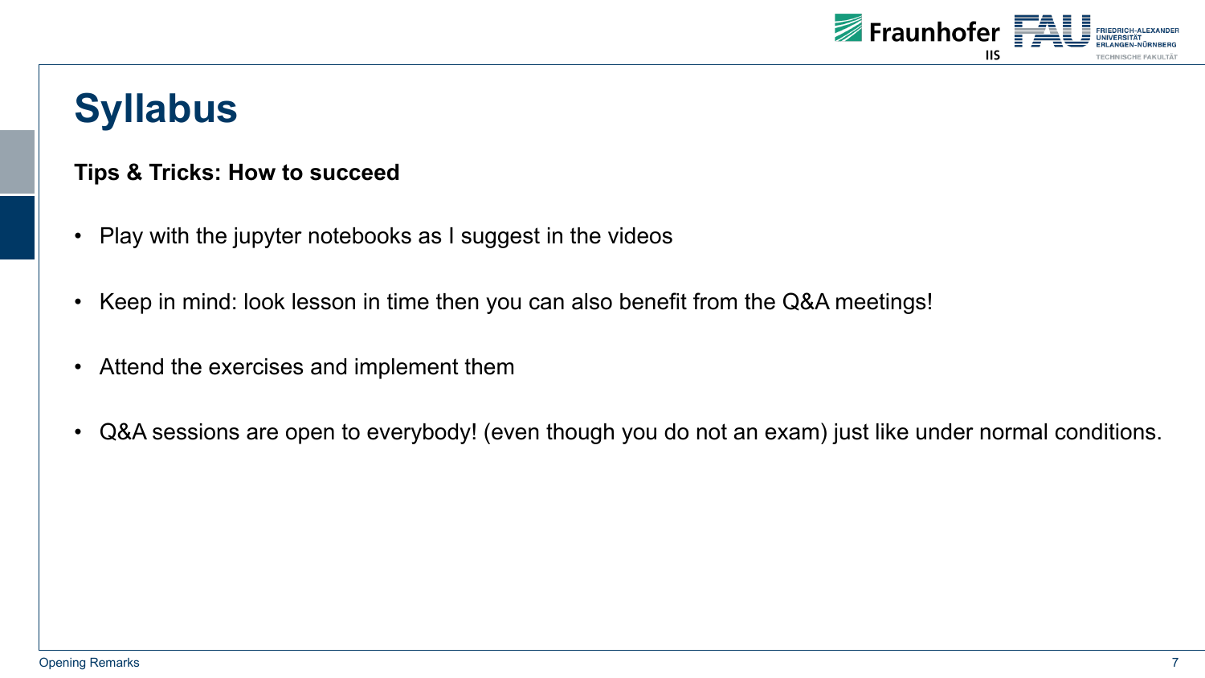# Syllabus

**Tips & Tricks: How to succeed**

- Play with the jupyter notebooks as I suggest in the videos
- Keep in mind: look lesson in time then you can also benefit from the Q&A meetings!
- Attend the exercises and implement them
- Q&A sessions are open to everybody! (even though you do not an exam) just like under normal conditions.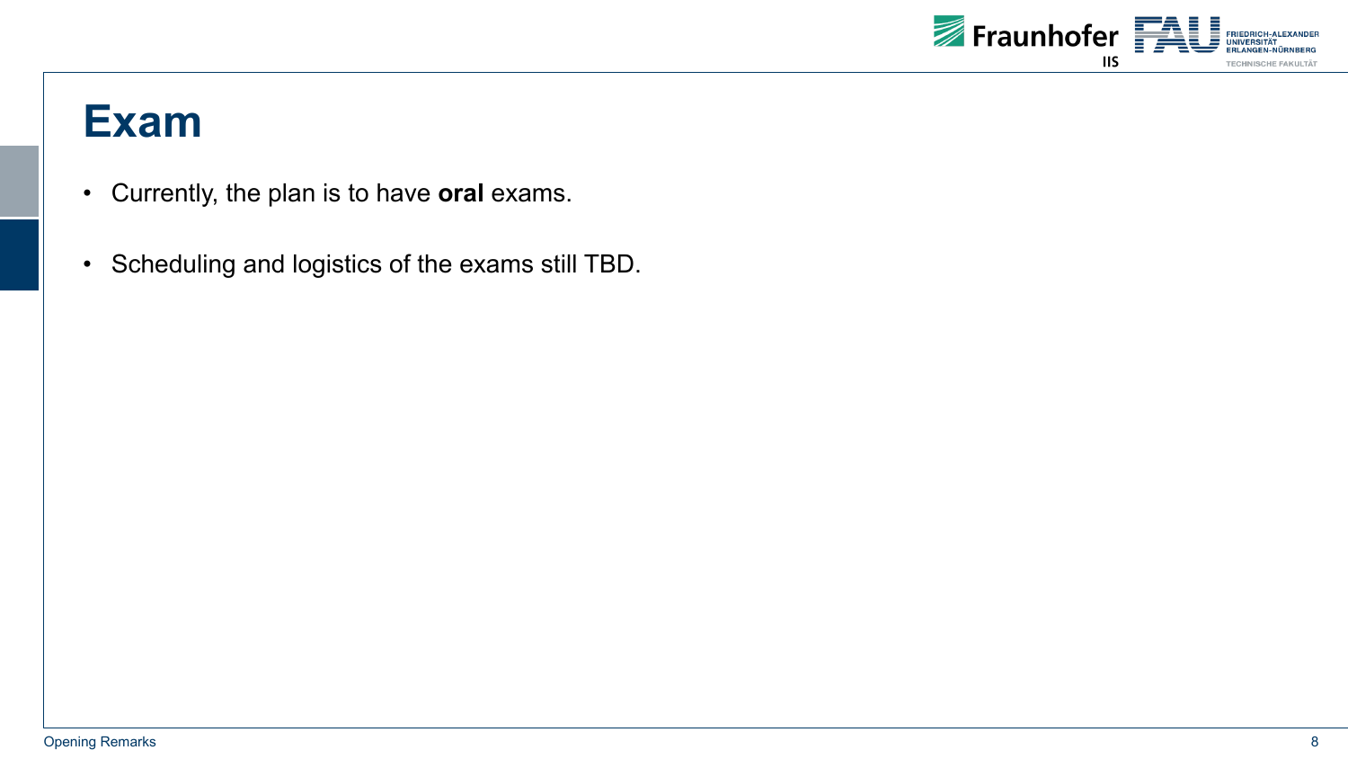# Exam

- Currently, the plan is to have **oral** exams.
- Scheduling and logistics of the exams still TBD.